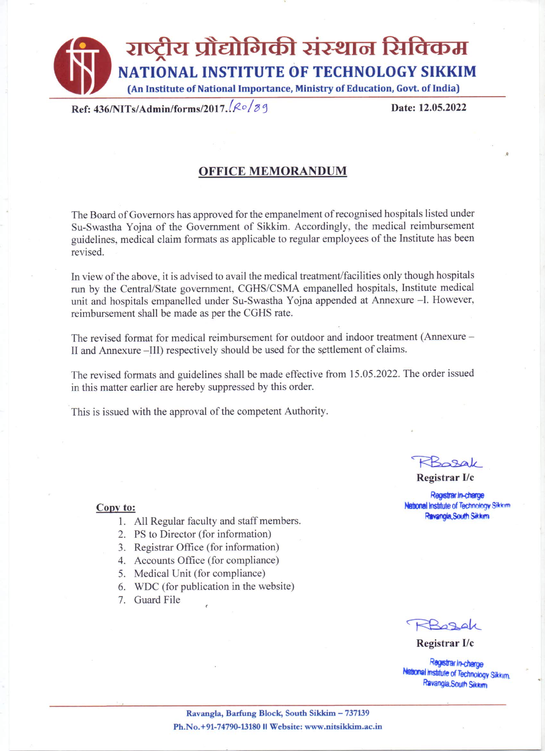# राष्ट्रीय प्रौद्योगिकी संस्थान सिक्किम

## NATIONAL INSTITUTE OF TECHNOLOGY SIKKIM

**(An Institute of National Importance, Ministry of Education, Govt. of India)**

**Ref: 436/NITs/Admin/forms/2017../Ro/89** **Date: 12.05.2022**

## OFFICE MEMORANDUM

The Board of Governors has approved for the empanelment of recognised hospitals listed under Su-Swastha Yojna of the Government of Sikkim. Accordingly, the medical reimbursement guidelines, medical claim formats as applicable to regular employees of the Institute has been revised.

In view of the above, it is advised to avail the medical treatment/facilities only though hospitals run by the Central/State government, CGHS/CSMA empanelled hospitals, Institute medical unit and hospitals empanelled under Su-Swastha Yojna appended at Annexure –I. However, reimbursement shall be made as per the CGHS rate.

The revised format for medical reimbursement for outdoor and indoor treatment (Annexure – II and Annexure –III) respectively should be used for the settlement of claims.

The revised formats and guidelines shall be made effective from 15.05.2022. The order issued in this matter earlier are hereby suppressed by this order.

This is issued with the approval of the competent Authority.

RBasak
**Registrar I/c**
Registrar In-charge
National Institute of Technology Sikkim
Ravangla, South Sikkim

**Copy to:**

1. All Regular faculty and staff members.
2. PS to Director (for information)
3. Registrar Office (for information)
4. Accounts Office (for compliance)
5. Medical Unit (for compliance)
6. WDC (for publication in the website)
7. Guard File

RBasak
**Registrar I/c**
Registrar In-charge
National Institute of Technology Sikkim
Ravangla, South Sikkim

Ravangla, Barfung Block, South Sikkim – 737139
Ph.No.+91-74790-13180 || Website: www.nitsikkim.ac.in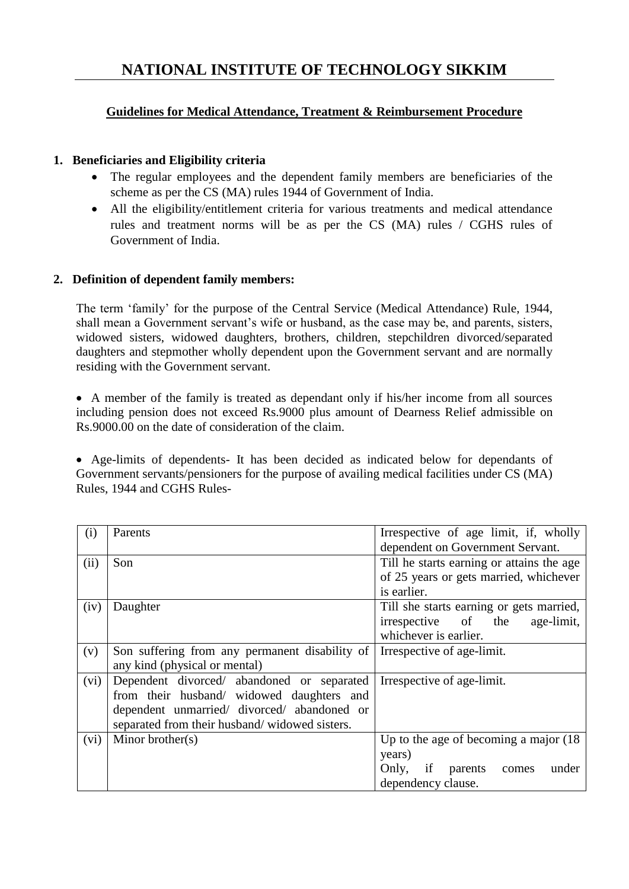# NATIONAL INSTITUTE OF TECHNOLOGY SIKKIM

## Guidelines for Medical Attendance, Treatment & Reimbursement Procedure

### 1. Beneficiaries and Eligibility criteria

- The regular employees and the dependent family members are beneficiaries of the scheme as per the CS (MA) rules 1944 of Government of India.
- All the eligibility/entitlement criteria for various treatments and medical attendance rules and treatment norms will be as per the CS (MA) rules / CGHS rules of Government of India.

### 2. Definition of dependent family members:

The term 'family' for the purpose of the Central Service (Medical Attendance) Rule, 1944, shall mean a Government servant's wife or husband, as the case may be, and parents, sisters, widowed sisters, widowed daughters, brothers, children, stepchildren divorced/separated daughters and stepmother wholly dependent upon the Government servant and are normally residing with the Government servant.

- A member of the family is treated as dependant only if his/her income from all sources including pension does not exceed Rs.9000 plus amount of Dearness Relief admissible on Rs.9000.00 on the date of consideration of the claim.

- Age-limits of dependents- It has been decided as indicated below for dependants of Government servants/pensioners for the purpose of availing medical facilities under CS (MA) Rules, 1944 and CGHS Rules-

| | | |
|---|---|---|
| (i) | Parents | Irrespective of age limit, if, wholly dependent on Government Servant. |
| (ii) | Son | Till he starts earning or attains the age of 25 years or gets married, whichever is earlier. |
| (iv) | Daughter | Till she starts earning or gets married, irrespective of the age-limit, whichever is earlier. |
| (v) | Son suffering from any permanent disability of any kind (physical or mental) | Irrespective of age-limit. |
| (vi) | Dependent divorced/ abandoned or separated from their husband/ widowed daughters and dependent unmarried/ divorced/ abandoned or separated from their husband/ widowed sisters. | Irrespective of age-limit. |
| (vi) | Minor brother(s) | Up to the age of becoming a major (18 years)<br>Only, if parents comes under dependency clause. |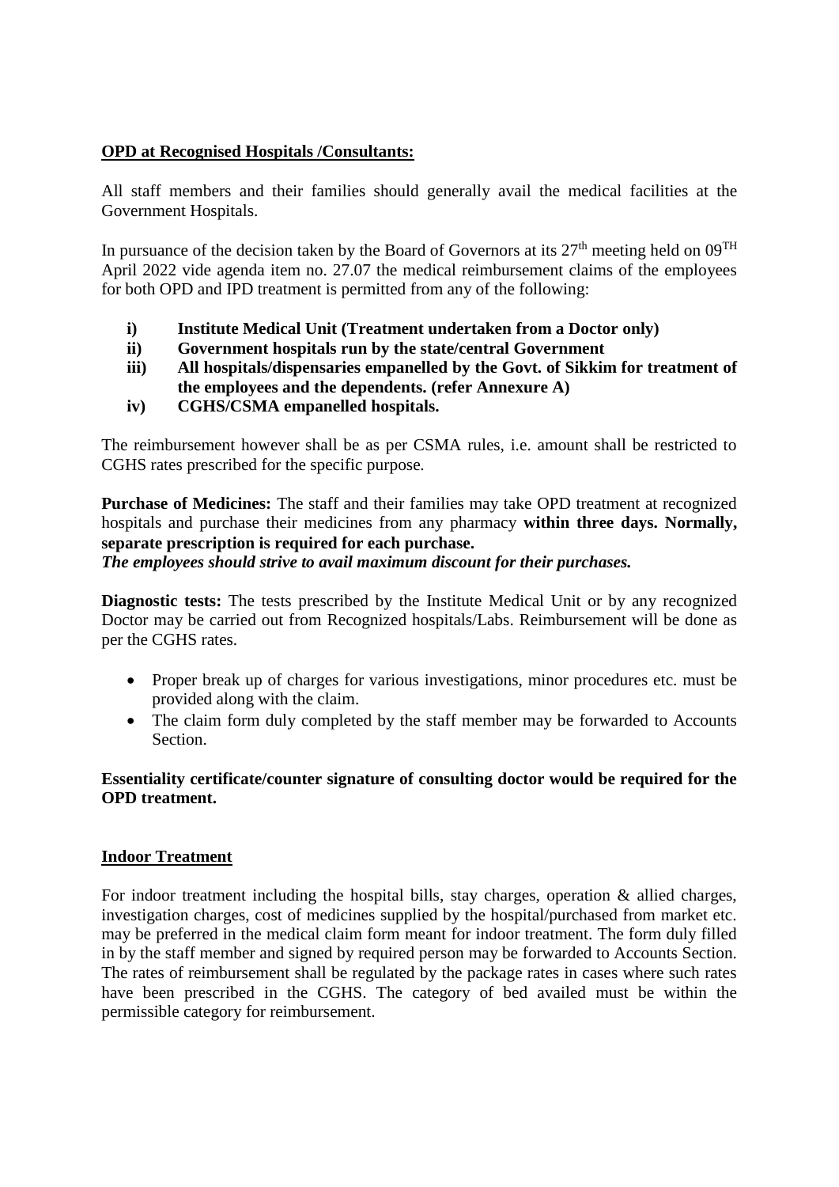**OPD at Recognised Hospitals /Consultants:**

All staff members and their families should generally avail the medical facilities at the Government Hospitals.

In pursuance of the decision taken by the Board of Governors at its 27th meeting held on 09TH April 2022 vide agenda item no. 27.07 the medical reimbursement claims of the employees for both OPD and IPD treatment is permitted from any of the following:

i) **Institute Medical Unit (Treatment undertaken from a Doctor only)**
ii) **Government hospitals run by the state/central Government**
iii) **All hospitals/dispensaries empanelled by the Govt. of Sikkim for treatment of the employees and the dependents. (refer Annexure A)**
iv) **CGHS/CSMA empanelled hospitals.**

The reimbursement however shall be as per CSMA rules, i.e. amount shall be restricted to CGHS rates prescribed for the specific purpose.

**Purchase of Medicines:** The staff and their families may take OPD treatment at recognized hospitals and purchase their medicines from any pharmacy **within three days. Normally, separate prescription is required for each purchase.**
***The employees should strive to avail maximum discount for their purchases.***

**Diagnostic tests:** The tests prescribed by the Institute Medical Unit or by any recognized Doctor may be carried out from Recognized hospitals/Labs. Reimbursement will be done as per the CGHS rates.

- Proper break up of charges for various investigations, minor procedures etc. must be provided along with the claim.
- The claim form duly completed by the staff member may be forwarded to Accounts Section.

**Essentiality certificate/counter signature of consulting doctor would be required for the OPD treatment.**

**Indoor Treatment**

For indoor treatment including the hospital bills, stay charges, operation & allied charges, investigation charges, cost of medicines supplied by the hospital/purchased from market etc. may be preferred in the medical claim form meant for indoor treatment. The form duly filled in by the staff member and signed by required person may be forwarded to Accounts Section. The rates of reimbursement shall be regulated by the package rates in cases where such rates have been prescribed in the CGHS. The category of bed availed must be within the permissible category for reimbursement.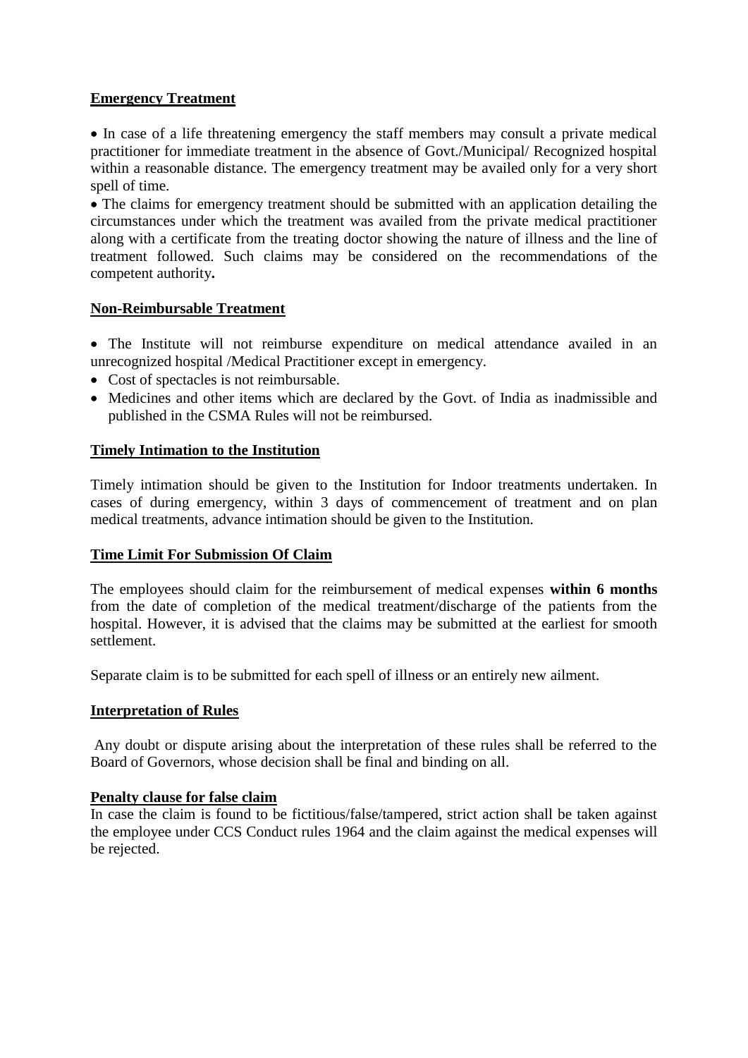**Emergency Treatment**

- In case of a life threatening emergency the staff members may consult a private medical practitioner for immediate treatment in the absence of Govt./Municipal/ Recognized hospital within a reasonable distance. The emergency treatment may be availed only for a very short spell of time.
- The claims for emergency treatment should be submitted with an application detailing the circumstances under which the treatment was availed from the private medical practitioner along with a certificate from the treating doctor showing the nature of illness and the line of treatment followed. Such claims may be considered on the recommendations of the competent authority**.**

**Non-Reimbursable Treatment**

- The Institute will not reimburse expenditure on medical attendance availed in an unrecognized hospital /Medical Practitioner except in emergency.
- Cost of spectacles is not reimbursable.
- Medicines and other items which are declared by the Govt. of India as inadmissible and published in the CSMA Rules will not be reimbursed.

**Timely Intimation to the Institution**

Timely intimation should be given to the Institution for Indoor treatments undertaken. In cases of during emergency, within 3 days of commencement of treatment and on plan medical treatments, advance intimation should be given to the Institution.

**Time Limit For Submission Of Claim**

The employees should claim for the reimbursement of medical expenses **within 6 months** from the date of completion of the medical treatment/discharge of the patients from the hospital. However, it is advised that the claims may be submitted at the earliest for smooth settlement.

Separate claim is to be submitted for each spell of illness or an entirely new ailment.

**Interpretation of Rules**

Any doubt or dispute arising about the interpretation of these rules shall be referred to the Board of Governors, whose decision shall be final and binding on all.

**Penalty clause for false claim**

In case the claim is found to be fictitious/false/tampered, strict action shall be taken against the employee under CCS Conduct rules 1964 and the claim against the medical expenses will be rejected.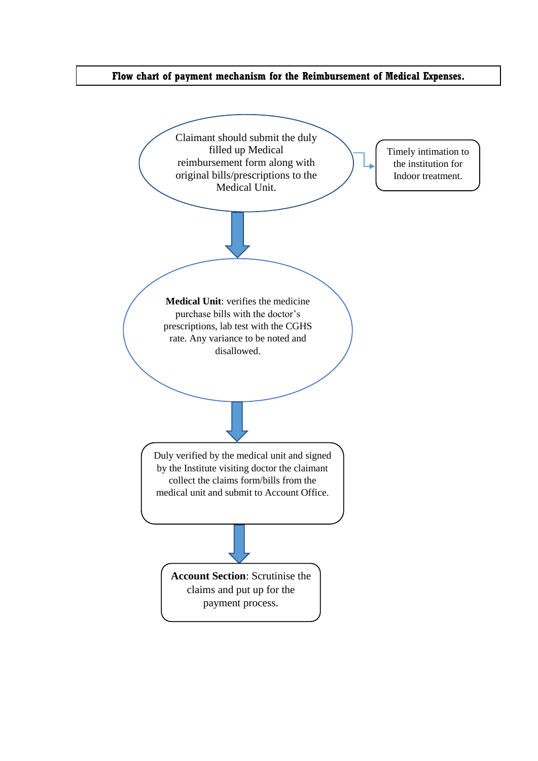**Flow chart of payment mechanism for the Reimbursement of Medical Expenses.**

Claimant should submit the duly filled up Medical reimbursement form along with original bills/prescriptions to the Medical Unit.

Timely intimation to the institution for Indoor treatment.

**Medical Unit**: verifies the medicine purchase bills with the doctor's prescriptions, lab test with the CGHS rate. Any variance to be noted and disallowed.

Duly verified by the medical unit and signed by the Institute visiting doctor the claimant collect the claims form/bills from the medical unit and submit to Account Office.

**Account Section**: Scrutinise the claims and put up for the payment process.